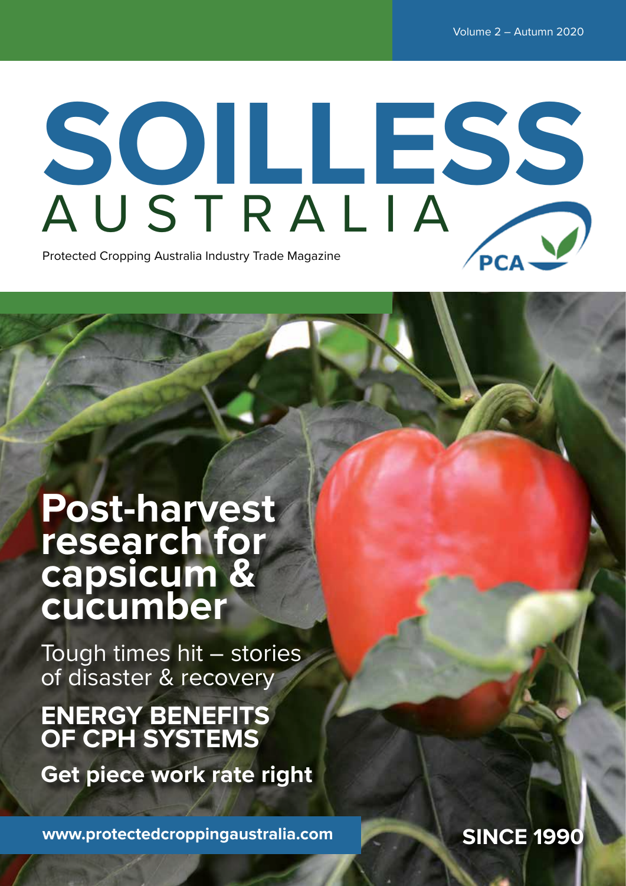Volume 2 – Autumn 2020

# SOILLESS AUSTRALIA

Protected Cropping Australia Industry Trade Magazine

PCA

## Post-harvest research for capsicum & cucumber

Tough times hit – stories of disaster & recovery

**ENERGY BENEFITS OF CPH SYSTEMS**

**Get piece work rate right**

www.protectedcroppingaustralia.com

SINCE 1990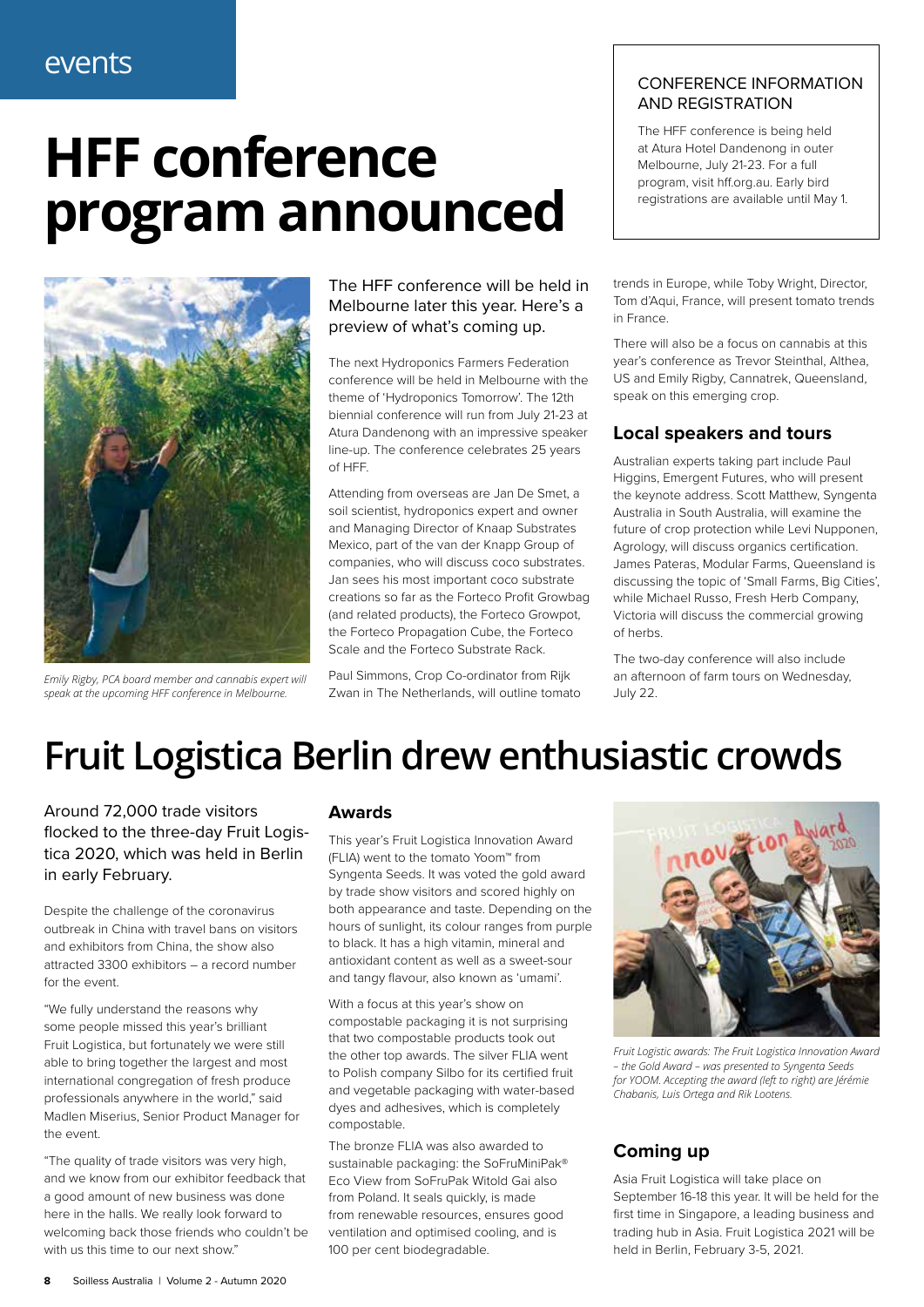events

# HFF conference program announced

> **CONFERENCE INFORMATION AND REGISTRATION**
>
> The HFF conference is being held at Atura Hotel Dandenong in outer Melbourne, July 21-23. For a full program, visit hff.org.au. Early bird registrations are available until May 1.

*Emily Rigby, PCA board member and cannabis expert will speak at the upcoming HFF conference in Melbourne.*

The HFF conference will be held in Melbourne later this year. Here's a preview of what's coming up.

The next Hydroponics Farmers Federation conference will be held in Melbourne with the theme of 'Hydroponics Tomorrow'. The 12th biennial conference will run from July 21-23 at Atura Dandenong with an impressive speaker line-up. The conference celebrates 25 years of HFF.

Attending from overseas are Jan De Smet, a soil scientist, hydroponics expert and owner and Managing Director of Knaap Substrates Mexico, part of the van der Knapp Group of companies, who will discuss coco substrates. Jan sees his most important coco substrate creations so far as the Forteco Profit Growbag (and related products), the Forteco Growpot, the Forteco Propagation Cube, the Forteco Scale and the Forteco Substrate Rack.

Paul Simmons, Crop Co-ordinator from Rijk Zwan in The Netherlands, will outline tomato trends in Europe, while Toby Wright, Director, Tom d'Aqui, France, will present tomato trends in France.

There will also be a focus on cannabis at this year's conference as Trevor Steinthal, Althea, US and Emily Rigby, Cannatrek, Queensland, speak on this emerging crop.

## Local speakers and tours

Australian experts taking part include Paul Higgins, Emergent Futures, who will present the keynote address. Scott Matthew, Syngenta Australia in South Australia, will examine the future of crop protection while Levi Nupponen, Agrology, will discuss organics certification. James Pateras, Modular Farms, Queensland is discussing the topic of 'Small Farms, Big Cities', while Michael Russo, Fresh Herb Company, Victoria will discuss the commercial growing of herbs.

The two-day conference will also include an afternoon of farm tours on Wednesday, July 22.

# Fruit Logistica Berlin drew enthusiastic crowds

Around 72,000 trade visitors flocked to the three-day Fruit Logistica 2020, which was held in Berlin in early February.

Despite the challenge of the coronavirus outbreak in China with travel bans on visitors and exhibitors from China, the show also attracted 3300 exhibitors – a record number for the event.

"We fully understand the reasons why some people missed this year's brilliant Fruit Logistica, but fortunately we were still able to bring together the largest and most international congregation of fresh produce professionals anywhere in the world," said Madlen Miserius, Senior Product Manager for the event.

"The quality of trade visitors was very high, and we know from our exhibitor feedback that a good amount of new business was done here in the halls. We really look forward to welcoming back those friends who couldn't be with us this time to our next show."

## Awards

This year's Fruit Logistica Innovation Award (FLIA) went to the tomato Yoom™ from Syngenta Seeds. It was voted the gold award by trade show visitors and scored highly on both appearance and taste. Depending on the hours of sunlight, its colour ranges from purple to black. It has a high vitamin, mineral and antioxidant content as well as a sweet-sour and tangy flavour, also known as 'umami'.

With a focus at this year's show on compostable packaging it is not surprising that two compostable products took out the other top awards. The silver FLIA went to Polish company Silbo for its certified fruit and vegetable packaging with water-based dyes and adhesives, which is completely compostable.

The bronze FLIA was also awarded to sustainable packaging: the SoFruMiniPak® Eco View from SoFruPak Witold Gai also from Poland. It seals quickly, is made from renewable resources, ensures good ventilation and optimised cooling, and is 100 per cent biodegradable.

*Fruit Logistic awards: The Fruit Logistica Innovation Award – the Gold Award – was presented to Syngenta Seeds for YOOM. Accepting the award (left to right) are Jérémie Chabanis, Luis Ortega and Rik Lootens.*

## Coming up

Asia Fruit Logistica will take place on September 16-18 this year. It will be held for the first time in Singapore, a leading business and trading hub in Asia. Fruit Logistica 2021 will be held in Berlin, February 3-5, 2021.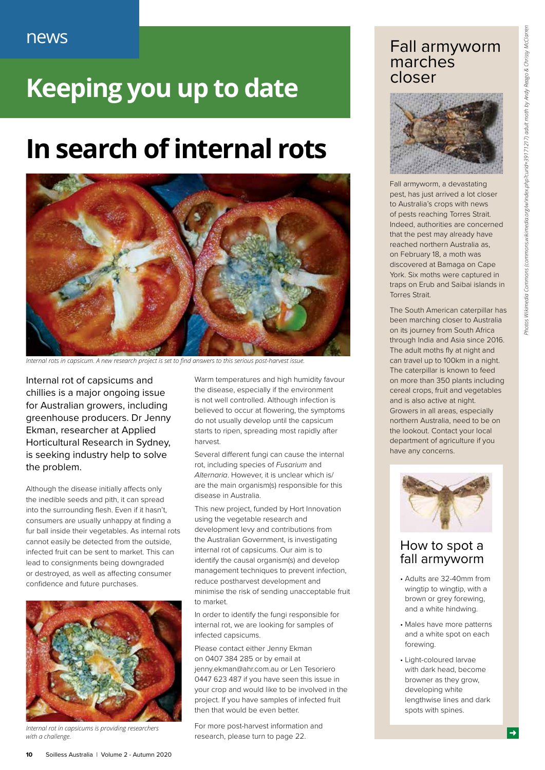news

# Keeping you up to date

## In search of internal rots

*Internal rots in capsicum. A new research project is set to find answers to this serious post-harvest issue.*

Internal rot of capsicums and chillies is a major ongoing issue for Australian growers, including greenhouse producers. Dr Jenny Ekman, researcher at Applied Horticultural Research in Sydney, is seeking industry help to solve the problem.

Although the disease initially affects only the inedible seeds and pith, it can spread into the surrounding flesh. Even if it hasn't, consumers are usually unhappy at finding a fur ball inside their vegetables. As internal rots cannot easily be detected from the outside, infected fruit can be sent to market. This can lead to consignments being downgraded or destroyed, as well as affecting consumer confidence and future purchases.

*Internal rot in capsicums is providing researchers with a challenge.*

Warm temperatures and high humidity favour the disease, especially if the environment is not well controlled. Although infection is believed to occur at flowering, the symptoms do not usually develop until the capsicum starts to ripen, spreading most rapidly after harvest.

Several different fungi can cause the internal rot, including species of *Fusarium* and *Alternaria*. However, it is unclear which is/are the main organism(s) responsible for this disease in Australia.

This new project, funded by Hort Innovation using the vegetable research and development levy and contributions from the Australian Government, is investigating internal rot of capsicums. Our aim is to identify the causal organism(s) and develop management techniques to prevent infection, reduce postharvest development and minimise the risk of sending unacceptable fruit to market.

In order to identify the fungi responsible for internal rot, we are looking for samples of infected capsicums.

Please contact either Jenny Ekman on 0407 384 285 or by email at jenny.ekman@ahr.com.au or Len Tesoriero 0447 623 487 if you have seen this issue in your crop and would like to be involved in the project. If you have samples of infected fruit then that would be even better.

For more post-harvest information and research, please turn to page 22.

## Fall armyworm marches closer

Fall armyworm, a devastating pest, has just arrived a lot closer to Australia's crops with news of pests reaching Torres Strait. Indeed, authorities are concerned that the pest may already have reached northern Australia as, on February 18, a moth was discovered at Bamaga on Cape York. Six moths were captured in traps on Erub and Saibai islands in Torres Strait.

The South American caterpillar has been marching closer to Australia on its journey from South Africa through India and Asia since 2016. The adult moths fly at night and can travel up to 100km in a night. The caterpillar is known to feed on more than 350 plants including cereal crops, fruit and vegetables and is also active at night. Growers in all areas, especially northern Australia, need to be on the lookout. Contact your local department of agriculture if you have any concerns.

### How to spot a fall armyworm

- Adults are 32-40mm from wingtip to wingtip, with a brown or grey forewing, and a white hindwing.
- Males have more patterns and a white spot on each forewing.
- Light-coloured larvae with dark head, become browner as they grow, developing white lengthwise lines and dark spots with spines.

*Photos Wikimedia Commons (commons.wikimedia.org/w/index.php?curid=39171217) adult moth by Andy Reago & Chrissy McClarren*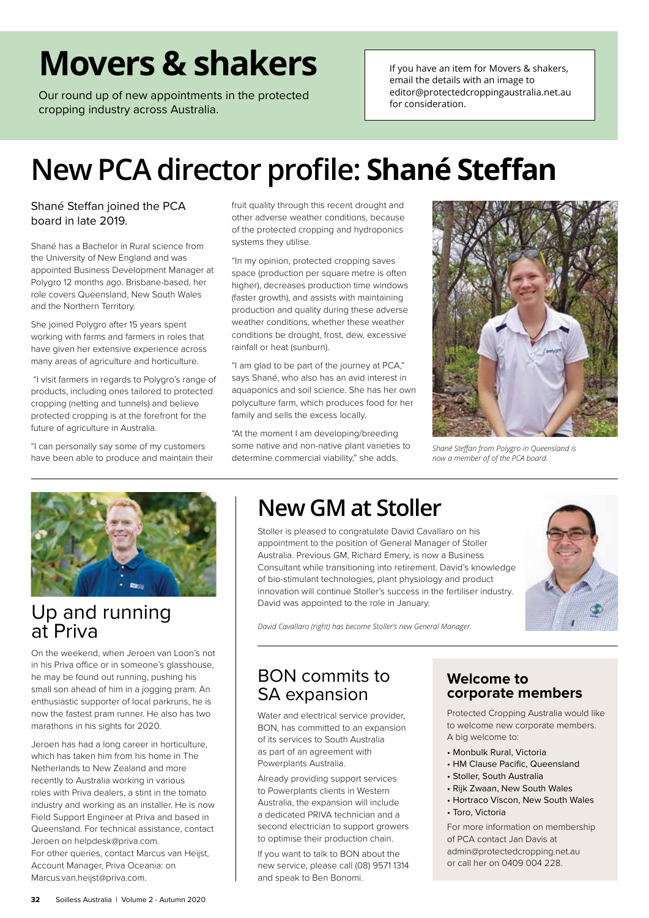# Movers & shakers

Our round up of new appointments in the protected cropping industry across Australia.

If you have an item for Movers & shakers, email the details with an image to editor@protectedcroppingaustralia.net.au for consideration.

## New PCA director profile: **Shané Steffan**

Shané Steffan joined the PCA board in late 2019.

Shané has a Bachelor in Rural science from the University of New England and was appointed Business Development Manager at Polygro 12 months ago. Brisbane-based, her role covers Queensland, New South Wales and the Northern Territory.

She joined Polygro after 15 years spent working with farms and farmers in roles that have given her extensive experience across many areas of agriculture and horticulture.

"I visit farmers in regards to Polygro's range of products, including ones tailored to protected cropping (netting and tunnels) and believe protected cropping is at the forefront for the future of agriculture in Australia.

"I can personally say some of my customers have been able to produce and maintain their fruit quality through this recent drought and other adverse weather conditions, because of the protected cropping and hydroponics systems they utilise.

"In my opinion, protected cropping saves space (production per square metre is often higher), decreases production time windows (faster growth), and assists with maintaining production and quality during these adverse weather conditions, whether these weather conditions be drought, frost, dew, excessive rainfall or heat (sunburn).

"I am glad to be part of the journey at PCA," says Shané, who also has an avid interest in aquaponics and soil science. She has her own polyculture farm, which produces food for her family and sells the excess locally.

"At the moment I am developing/breeding some native and non-native plant varieties to determine commercial viability," she adds.

*Shané Steffan from Polygro in Queensland is now a member of of the PCA board.*

## Up and running at Priva

On the weekend, when Jeroen van Loon's not in his Priva office or in someone's glasshouse, he may be found out running, pushing his small son ahead of him in a jogging pram. An enthusiastic supporter of local parkruns, he is now the fastest pram runner. He also has two marathons in his sights for 2020.

Jeroen has had a long career in horticulture, which has taken him from his home in The Netherlands to New Zealand and more recently to Australia working in various roles with Priva dealers, a stint in the tomato industry and working as an installer. He is now Field Support Engineer at Priva and based in Queensland. For technical assistance, contact Jeroen on helpdesk@priva.com.

For other queries, contact Marcus van Heijst, Account Manager, Priva Oceania: on Marcus.van.heijst@priva.com.

## New GM at Stoller

Stoller is pleased to congratulate David Cavallaro on his appointment to the position of General Manager of Stoller Australia. Previous GM, Richard Emery, is now a Business Consultant while transitioning into retirement. David's knowledge of bio-stimulant technologies, plant physiology and product innovation will continue Stoller's success in the fertiliser industry. David was appointed to the role in January.

*David Cavallaro (right) has become Stoller's new General Manager.*

## BON commits to SA expansion

Water and electrical service provider, BON, has committed to an expansion of its services to South Australia as part of an agreement with Powerplants Australia.

Already providing support services to Powerplants clients in Western Australia, the expansion will include a dedicated PRIVA technician and a second electrician to support growers to optimise their production chain.

If you want to talk to BON about the new service, please call (08) 9571 1314 and speak to Ben Bonomi.

## Welcome to corporate members

Protected Cropping Australia would like to welcome new corporate members. A big welcome to:

- Monbulk Rural, Victoria
- HM Clause Pacific, Queensland
- Stoller, South Australia
- Rijk Zwaan, New South Wales
- Hortraco Viscon, New South Wales
- Toro, Victoria

For more information on membership of PCA contact Jan Davis at admin@protectedcropping.net.au or call her on 0409 004 228.